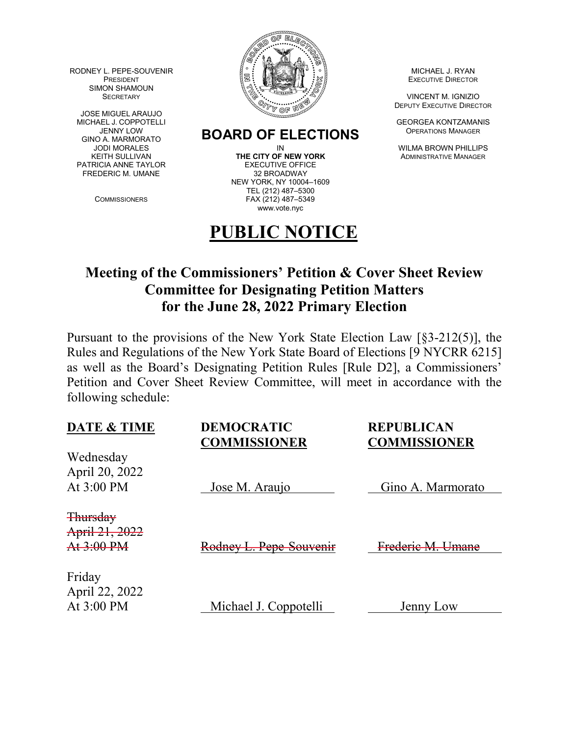RODNEY L. PEPE-SOUVENIR
PRESIDENT
SIMON SHAMOUN
SECRETARY

JOSE MIGUEL ARAUJO
MICHAEL J. COPPOTELLI
JENNY LOW
GINO A. MARMORATO
JODI MORALES
KEITH SULLIVAN
PATRICIA ANNE TAYLOR
FREDERIC M. UMANE

COMMISSIONERS

**BOARD OF ELECTIONS**
IN
**THE CITY OF NEW YORK**
EXECUTIVE OFFICE
32 BROADWAY
NEW YORK, NY 10004–1609
TEL (212) 487–5300
FAX (212) 487–5349
www.vote.nyc

MICHAEL J. RYAN
EXECUTIVE DIRECTOR

VINCENT M. IGNIZIO
DEPUTY EXECUTIVE DIRECTOR

GEORGEA KONTZAMANIS
OPERATIONS MANAGER

WILMA BROWN PHILLIPS
ADMINISTRATIVE MANAGER

# PUBLIC NOTICE

## Meeting of the Commissioners' Petition & Cover Sheet Review Committee for Designating Petition Matters for the June 28, 2022 Primary Election

Pursuant to the provisions of the New York State Election Law [§3-212(5)], the Rules and Regulations of the New York State Board of Elections [9 NYCRR 6215] as well as the Board's Designating Petition Rules [Rule D2], a Commissioners' Petition and Cover Sheet Review Committee, will meet in accordance with the following schedule:

| DATE & TIME | DEMOCRATIC COMMISSIONER | REPUBLICAN COMMISSIONER |
|---|---|---|
| Wednesday April 20, 2022 At 3:00 PM | Jose M. Araujo | Gino A. Marmorato |
| ~~Thursday April 21, 2022 At 3:00 PM~~ | ~~Rodney L. Pepe-Souvenir~~ | ~~Frederic M. Umane~~ |
| Friday April 22, 2022 At 3:00 PM | Michael J. Coppotelli | Jenny Low |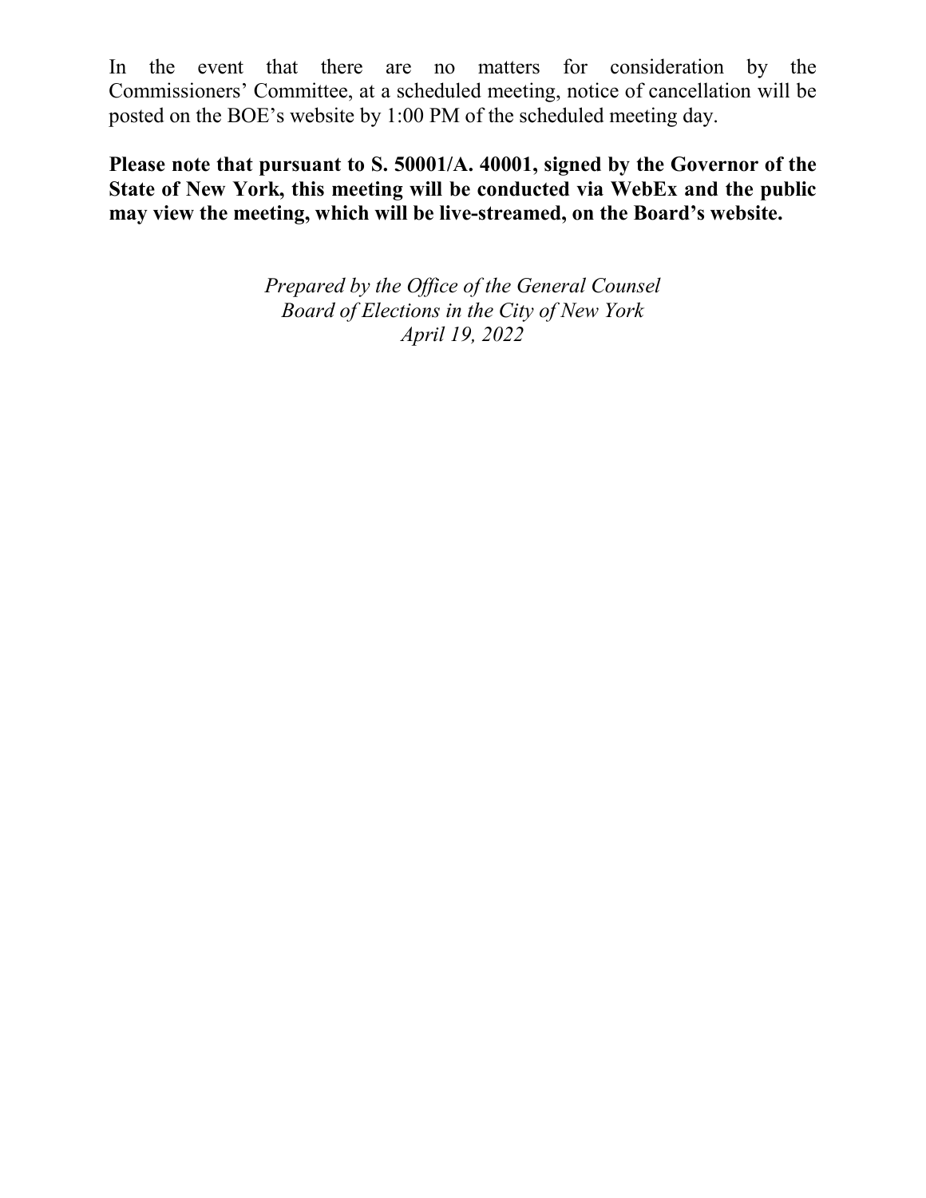In the event that there are no matters for consideration by the Commissioners' Committee, at a scheduled meeting, notice of cancellation will be posted on the BOE's website by 1:00 PM of the scheduled meeting day.

**Please note that pursuant to S. 50001/A. 40001, signed by the Governor of the State of New York, this meeting will be conducted via WebEx and the public may view the meeting, which will be live-streamed, on the Board's website.**

*Prepared by the Office of the General Counsel*
*Board of Elections in the City of New York*
*April 19, 2022*